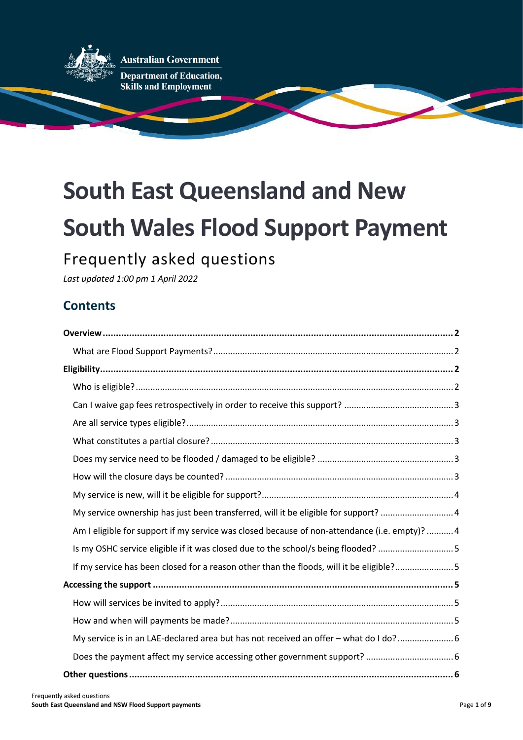Australian Government

Department of Education, Skills and Employment

# South East Queensland and New South Wales Flood Support Payment

## Frequently asked questions

*Last updated 1:00 pm 1 April 2022*

## Contents

**Overview** .......... **2**

- What are Flood Support Payments? .......... 2

**Eligibility** .......... **2**

- Who is eligible? .......... 2
- Can I waive gap fees retrospectively in order to receive this support? .......... 3
- Are all service types eligible? .......... 3
- What constitutes a partial closure? .......... 3
- Does my service need to be flooded / damaged to be eligible? .......... 3
- How will the closure days be counted? .......... 3
- My service is new, will it be eligible for support? .......... 4
- My service ownership has just been transferred, will it be eligible for support? .......... 4
- Am I eligible for support if my service was closed because of non-attendance (i.e. empty)? .......... 4
- Is my OSHC service eligible if it was closed due to the school/s being flooded? .......... 5
- If my service has been closed for a reason other than the floods, will it be eligible? .......... 5

**Accessing the support** .......... **5**

- How will services be invited to apply? .......... 5
- How and when will payments be made? .......... 5
- My service is in an LAE-declared area but has not received an offer – what do I do? .......... 6
- Does the payment affect my service accessing other government support? .......... 6

**Other questions** .......... **6**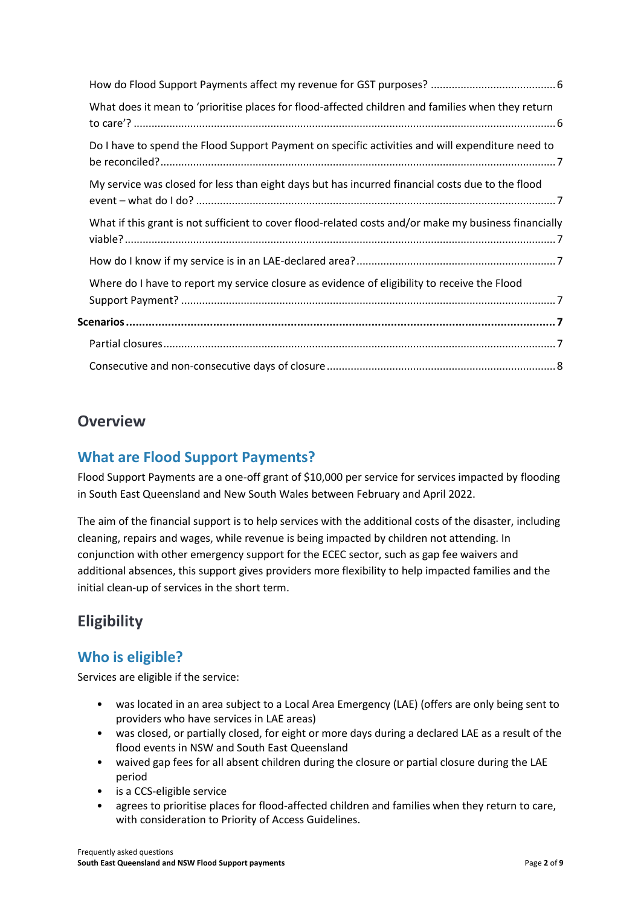How do Flood Support Payments affect my revenue for GST purposes? .......................................... 6

What does it mean to 'prioritise places for flood-affected children and families when they return to care'? ........................................................................................................................................... 6

Do I have to spend the Flood Support Payment on specific activities and will expenditure need to be reconciled? .................................................................................................................................... 7

My service was closed for less than eight days but has incurred financial costs due to the flood event – what do I do? ........................................................................................................................ 7

What if this grant is not sufficient to cover flood-related costs and/or make my business financially viable? .............................................................................................................................................. 7

How do I know if my service is in an LAE-declared area? ................................................................... 7

Where do I have to report my service closure as evidence of eligibility to receive the Flood Support Payment? ............................................................................................................................. 7

**Scenarios** ...................................................................................................................................... **7**

Partial closures ................................................................................................................................... 7

Consecutive and non-consecutive days of closure ............................................................................ 8

# Overview

## What are Flood Support Payments?

Flood Support Payments are a one-off grant of $10,000 per service for services impacted by flooding in South East Queensland and New South Wales between February and April 2022.

The aim of the financial support is to help services with the additional costs of the disaster, including cleaning, repairs and wages, while revenue is being impacted by children not attending. In conjunction with other emergency support for the ECEC sector, such as gap fee waivers and additional absences, this support gives providers more flexibility to help impacted families and the initial clean-up of services in the short term.

# Eligibility

## Who is eligible?

Services are eligible if the service:

- was located in an area subject to a Local Area Emergency (LAE) (offers are only being sent to providers who have services in LAE areas)
- was closed, or partially closed, for eight or more days during a declared LAE as a result of the flood events in NSW and South East Queensland
- waived gap fees for all absent children during the closure or partial closure during the LAE period
- is a CCS-eligible service
- agrees to prioritise places for flood-affected children and families when they return to care, with consideration to Priority of Access Guidelines.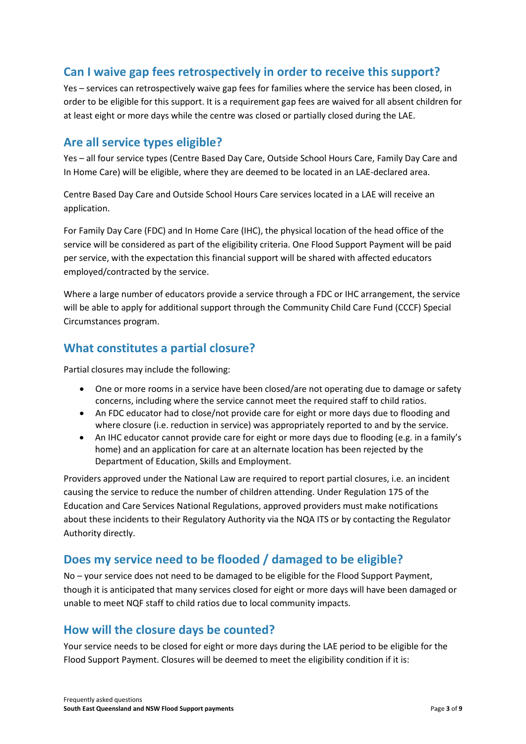## Can I waive gap fees retrospectively in order to receive this support?

Yes – services can retrospectively waive gap fees for families where the service has been closed, in order to be eligible for this support. It is a requirement gap fees are waived for all absent children for at least eight or more days while the centre was closed or partially closed during the LAE.

## Are all service types eligible?

Yes – all four service types (Centre Based Day Care, Outside School Hours Care, Family Day Care and In Home Care) will be eligible, where they are deemed to be located in an LAE-declared area.

Centre Based Day Care and Outside School Hours Care services located in a LAE will receive an application.

For Family Day Care (FDC) and In Home Care (IHC), the physical location of the head office of the service will be considered as part of the eligibility criteria. One Flood Support Payment will be paid per service, with the expectation this financial support will be shared with affected educators employed/contracted by the service.

Where a large number of educators provide a service through a FDC or IHC arrangement, the service will be able to apply for additional support through the Community Child Care Fund (CCCF) Special Circumstances program.

## What constitutes a partial closure?

Partial closures may include the following:

- One or more rooms in a service have been closed/are not operating due to damage or safety concerns, including where the service cannot meet the required staff to child ratios.
- An FDC educator had to close/not provide care for eight or more days due to flooding and where closure (i.e. reduction in service) was appropriately reported to and by the service.
- An IHC educator cannot provide care for eight or more days due to flooding (e.g. in a family's home) and an application for care at an alternate location has been rejected by the Department of Education, Skills and Employment.

Providers approved under the National Law are required to report partial closures, i.e. an incident causing the service to reduce the number of children attending. Under Regulation 175 of the Education and Care Services National Regulations, approved providers must make notifications about these incidents to their Regulatory Authority via the NQA ITS or by contacting the Regulator Authority directly.

## Does my service need to be flooded / damaged to be eligible?

No – your service does not need to be damaged to be eligible for the Flood Support Payment, though it is anticipated that many services closed for eight or more days will have been damaged or unable to meet NQF staff to child ratios due to local community impacts.

## How will the closure days be counted?

Your service needs to be closed for eight or more days during the LAE period to be eligible for the Flood Support Payment. Closures will be deemed to meet the eligibility condition if it is: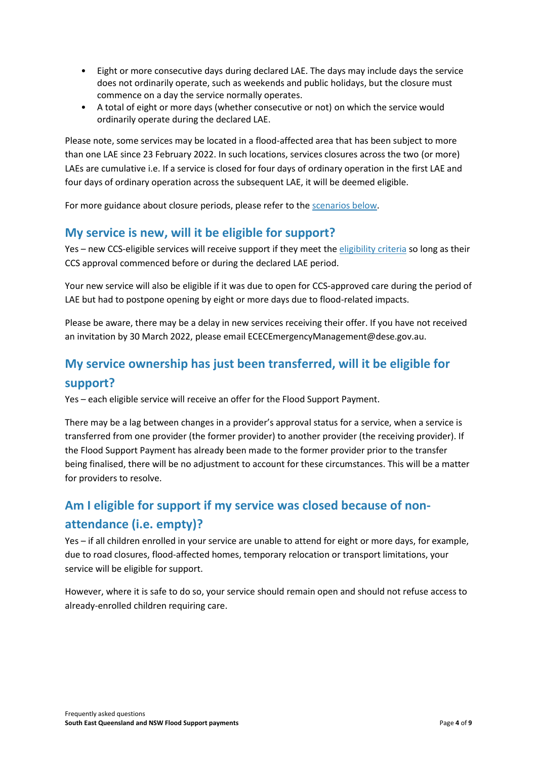- Eight or more consecutive days during declared LAE. The days may include days the service does not ordinarily operate, such as weekends and public holidays, but the closure must commence on a day the service normally operates.
- A total of eight or more days (whether consecutive or not) on which the service would ordinarily operate during the declared LAE.

Please note, some services may be located in a flood-affected area that has been subject to more than one LAE since 23 February 2022. In such locations, services closures across the two (or more) LAEs are cumulative i.e. If a service is closed for four days of ordinary operation in the first LAE and four days of ordinary operation across the subsequent LAE, it will be deemed eligible.

For more guidance about closure periods, please refer to the scenarios below.

## My service is new, will it be eligible for support?

Yes – new CCS-eligible services will receive support if they meet the eligibility criteria so long as their CCS approval commenced before or during the declared LAE period.

Your new service will also be eligible if it was due to open for CCS-approved care during the period of LAE but had to postpone opening by eight or more days due to flood-related impacts.

Please be aware, there may be a delay in new services receiving their offer. If you have not received an invitation by 30 March 2022, please email ECECEmergencyManagement@dese.gov.au.

## My service ownership has just been transferred, will it be eligible for support?

Yes – each eligible service will receive an offer for the Flood Support Payment.

There may be a lag between changes in a provider's approval status for a service, when a service is transferred from one provider (the former provider) to another provider (the receiving provider). If the Flood Support Payment has already been made to the former provider prior to the transfer being finalised, there will be no adjustment to account for these circumstances. This will be a matter for providers to resolve.

## Am I eligible for support if my service was closed because of non-attendance (i.e. empty)?

Yes – if all children enrolled in your service are unable to attend for eight or more days, for example, due to road closures, flood-affected homes, temporary relocation or transport limitations, your service will be eligible for support.

However, where it is safe to do so, your service should remain open and should not refuse access to already-enrolled children requiring care.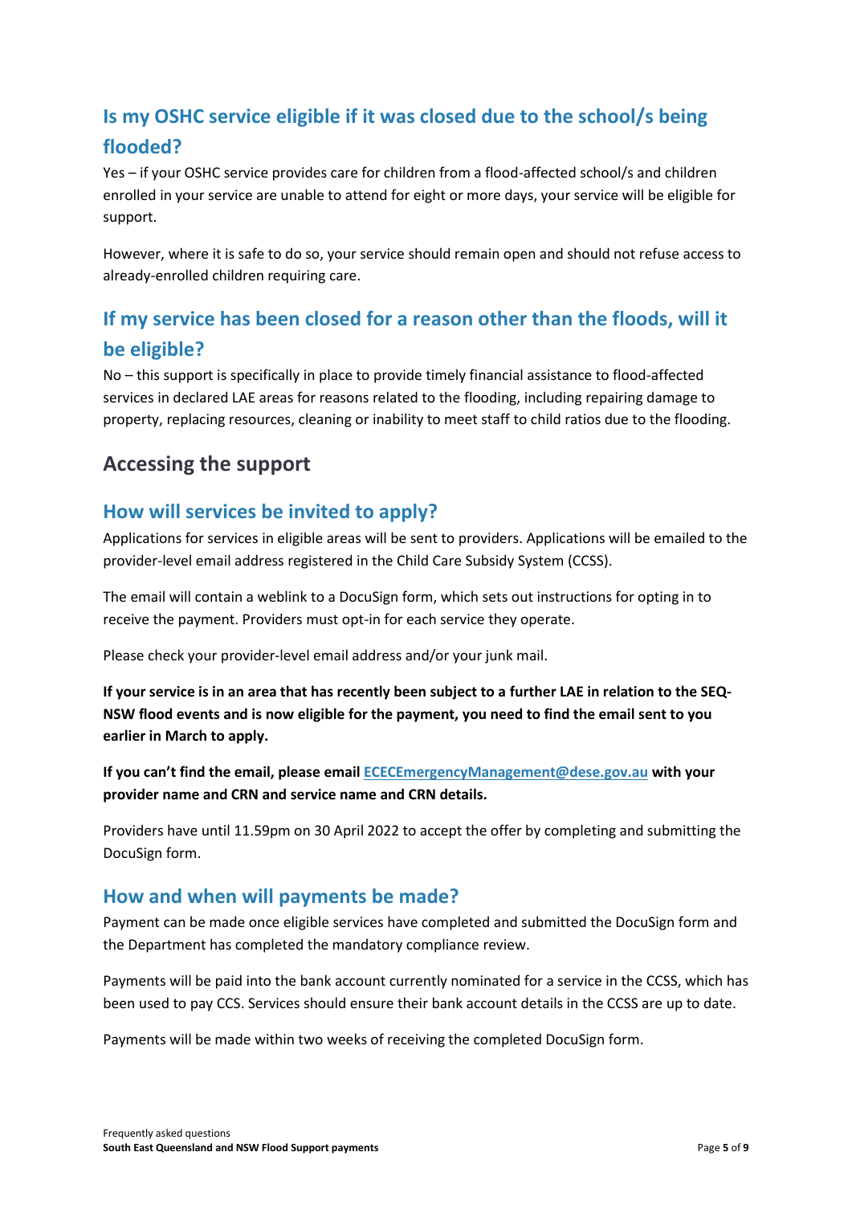## Is my OSHC service eligible if it was closed due to the school/s being flooded?

Yes – if your OSHC service provides care for children from a flood-affected school/s and children enrolled in your service are unable to attend for eight or more days, your service will be eligible for support.

However, where it is safe to do so, your service should remain open and should not refuse access to already-enrolled children requiring care.

## If my service has been closed for a reason other than the floods, will it be eligible?

No – this support is specifically in place to provide timely financial assistance to flood-affected services in declared LAE areas for reasons related to the flooding, including repairing damage to property, replacing resources, cleaning or inability to meet staff to child ratios due to the flooding.

# Accessing the support

## How will services be invited to apply?

Applications for services in eligible areas will be sent to providers. Applications will be emailed to the provider-level email address registered in the Child Care Subsidy System (CCSS).

The email will contain a weblink to a DocuSign form, which sets out instructions for opting in to receive the payment. Providers must opt-in for each service they operate.

Please check your provider-level email address and/or your junk mail.

**If your service is in an area that has recently been subject to a further LAE in relation to the SEQ-NSW flood events and is now eligible for the payment, you need to find the email sent to you earlier in March to apply.**

**If you can't find the email, please email [ECECEmergencyManagement@dese.gov.au](mailto:ECECEmergencyManagement@dese.gov.au) with your provider name and CRN and service name and CRN details.**

Providers have until 11.59pm on 30 April 2022 to accept the offer by completing and submitting the DocuSign form.

## How and when will payments be made?

Payment can be made once eligible services have completed and submitted the DocuSign form and the Department has completed the mandatory compliance review.

Payments will be paid into the bank account currently nominated for a service in the CCSS, which has been used to pay CCS. Services should ensure their bank account details in the CCSS are up to date.

Payments will be made within two weeks of receiving the completed DocuSign form.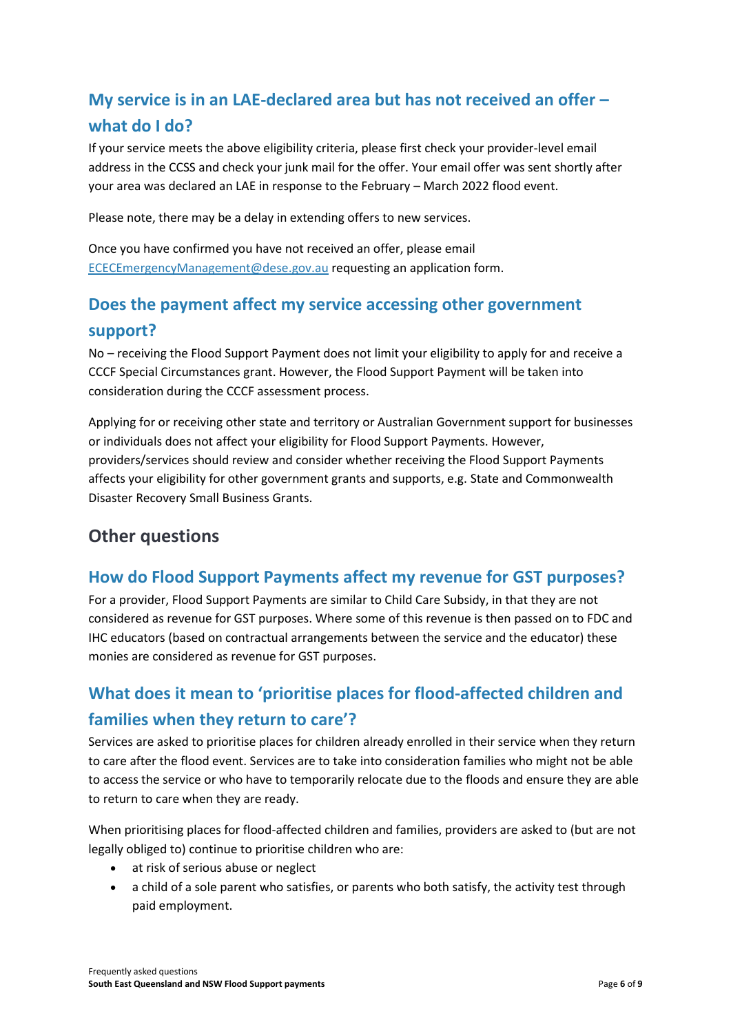## My service is in an LAE-declared area but has not received an offer – what do I do?

If your service meets the above eligibility criteria, please first check your provider-level email address in the CCSS and check your junk mail for the offer. Your email offer was sent shortly after your area was declared an LAE in response to the February – March 2022 flood event.

Please note, there may be a delay in extending offers to new services.

Once you have confirmed you have not received an offer, please email [ECECEmergencyManagement@dese.gov.au](mailto:ECECEmergencyManagement@dese.gov.au) requesting an application form.

## Does the payment affect my service accessing other government support?

No – receiving the Flood Support Payment does not limit your eligibility to apply for and receive a CCCF Special Circumstances grant. However, the Flood Support Payment will be taken into consideration during the CCCF assessment process.

Applying for or receiving other state and territory or Australian Government support for businesses or individuals does not affect your eligibility for Flood Support Payments. However, providers/services should review and consider whether receiving the Flood Support Payments affects your eligibility for other government grants and supports, e.g. State and Commonwealth Disaster Recovery Small Business Grants.

# Other questions

## How do Flood Support Payments affect my revenue for GST purposes?

For a provider, Flood Support Payments are similar to Child Care Subsidy, in that they are not considered as revenue for GST purposes. Where some of this revenue is then passed on to FDC and IHC educators (based on contractual arrangements between the service and the educator) these monies are considered as revenue for GST purposes.

## What does it mean to 'prioritise places for flood-affected children and families when they return to care'?

Services are asked to prioritise places for children already enrolled in their service when they return to care after the flood event. Services are to take into consideration families who might not be able to access the service or who have to temporarily relocate due to the floods and ensure they are able to return to care when they are ready.

When prioritising places for flood-affected children and families, providers are asked to (but are not legally obliged to) continue to prioritise children who are:

- at risk of serious abuse or neglect
- a child of a sole parent who satisfies, or parents who both satisfy, the activity test through paid employment.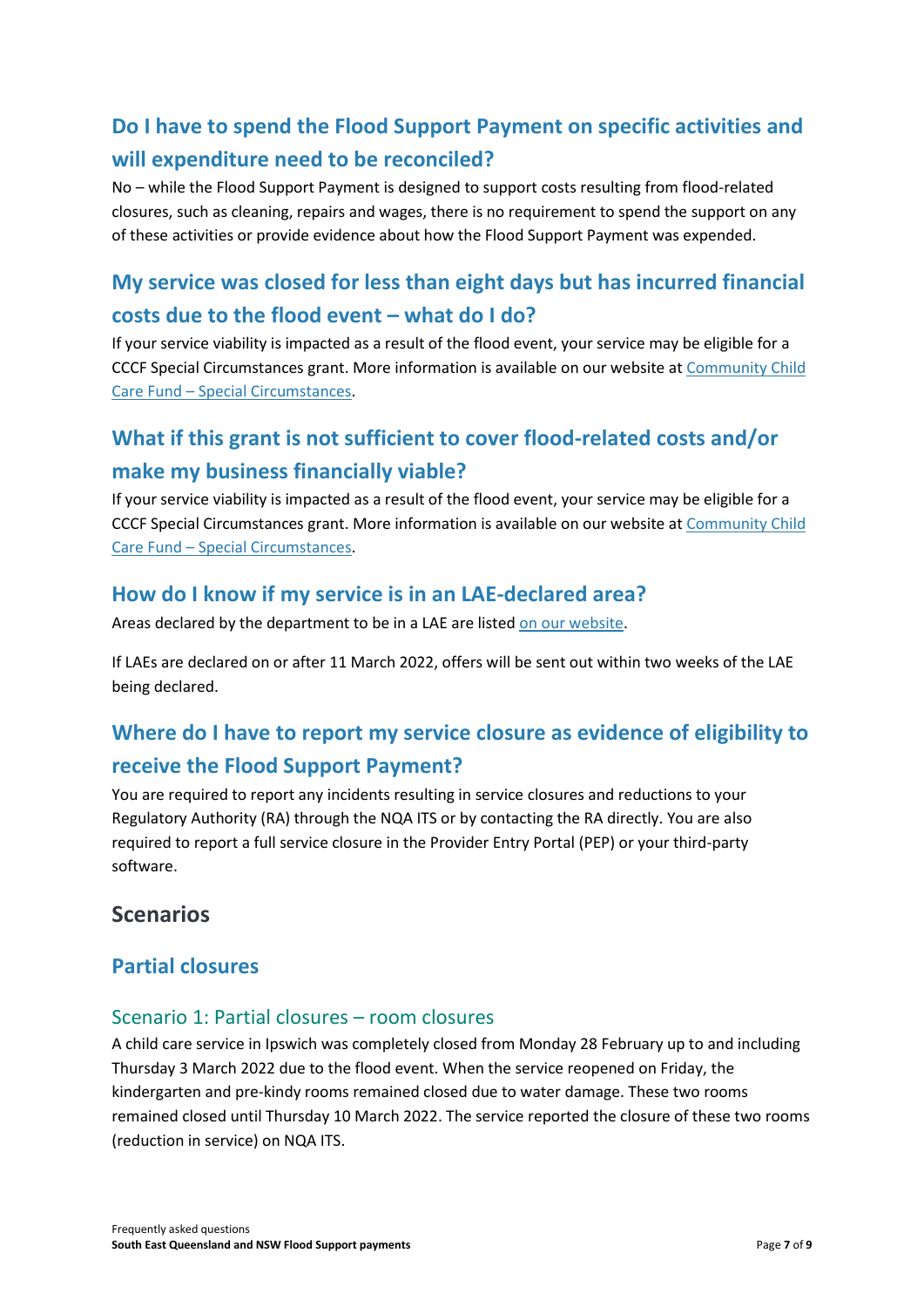## Do I have to spend the Flood Support Payment on specific activities and will expenditure need to be reconciled?

No – while the Flood Support Payment is designed to support costs resulting from flood-related closures, such as cleaning, repairs and wages, there is no requirement to spend the support on any of these activities or provide evidence about how the Flood Support Payment was expended.

## My service was closed for less than eight days but has incurred financial costs due to the flood event – what do I do?

If your service viability is impacted as a result of the flood event, your service may be eligible for a CCCF Special Circumstances grant. More information is available on our website at [Community Child Care Fund – Special Circumstances]().

## What if this grant is not sufficient to cover flood-related costs and/or make my business financially viable?

If your service viability is impacted as a result of the flood event, your service may be eligible for a CCCF Special Circumstances grant. More information is available on our website at [Community Child Care Fund – Special Circumstances]().

## How do I know if my service is in an LAE-declared area?

Areas declared by the department to be in a LAE are listed [on our website]().

If LAEs are declared on or after 11 March 2022, offers will be sent out within two weeks of the LAE being declared.

## Where do I have to report my service closure as evidence of eligibility to receive the Flood Support Payment?

You are required to report any incidents resulting in service closures and reductions to your Regulatory Authority (RA) through the NQA ITS or by contacting the RA directly. You are also required to report a full service closure in the Provider Entry Portal (PEP) or your third-party software.

# Scenarios

## Partial closures

### Scenario 1: Partial closures – room closures

A child care service in Ipswich was completely closed from Monday 28 February up to and including Thursday 3 March 2022 due to the flood event. When the service reopened on Friday, the kindergarten and pre-kindy rooms remained closed due to water damage. These two rooms remained closed until Thursday 10 March 2022. The service reported the closure of these two rooms (reduction in service) on NQA ITS.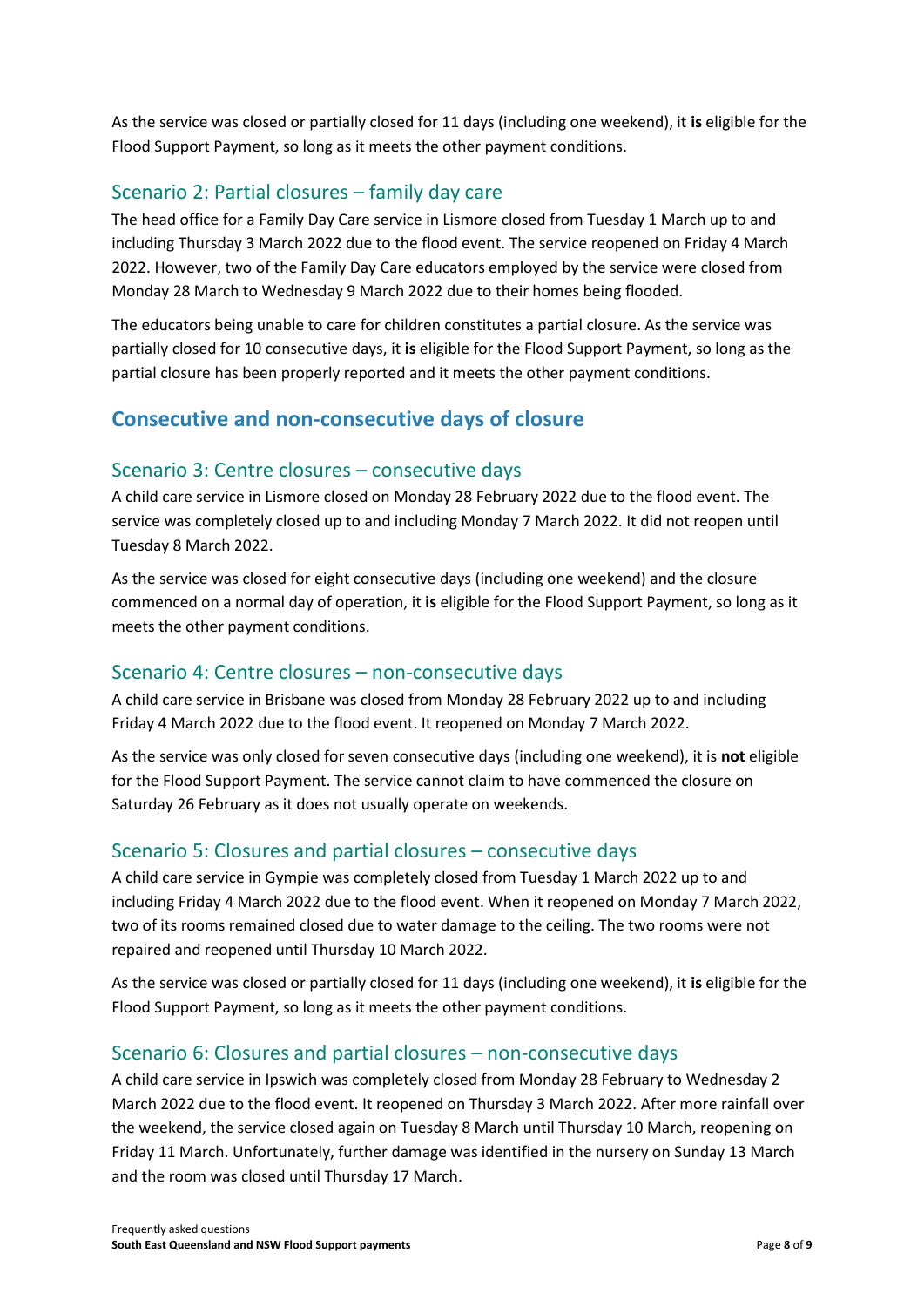As the service was closed or partially closed for 11 days (including one weekend), it **is** eligible for the Flood Support Payment, so long as it meets the other payment conditions.

### Scenario 2: Partial closures – family day care

The head office for a Family Day Care service in Lismore closed from Tuesday 1 March up to and including Thursday 3 March 2022 due to the flood event. The service reopened on Friday 4 March 2022. However, two of the Family Day Care educators employed by the service were closed from Monday 28 March to Wednesday 9 March 2022 due to their homes being flooded.

The educators being unable to care for children constitutes a partial closure. As the service was partially closed for 10 consecutive days, it **is** eligible for the Flood Support Payment, so long as the partial closure has been properly reported and it meets the other payment conditions.

## Consecutive and non-consecutive days of closure

### Scenario 3: Centre closures – consecutive days

A child care service in Lismore closed on Monday 28 February 2022 due to the flood event. The service was completely closed up to and including Monday 7 March 2022. It did not reopen until Tuesday 8 March 2022.

As the service was closed for eight consecutive days (including one weekend) and the closure commenced on a normal day of operation, it **is** eligible for the Flood Support Payment, so long as it meets the other payment conditions.

### Scenario 4: Centre closures – non-consecutive days

A child care service in Brisbane was closed from Monday 28 February 2022 up to and including Friday 4 March 2022 due to the flood event. It reopened on Monday 7 March 2022.

As the service was only closed for seven consecutive days (including one weekend), it is **not** eligible for the Flood Support Payment. The service cannot claim to have commenced the closure on Saturday 26 February as it does not usually operate on weekends.

### Scenario 5: Closures and partial closures – consecutive days

A child care service in Gympie was completely closed from Tuesday 1 March 2022 up to and including Friday 4 March 2022 due to the flood event. When it reopened on Monday 7 March 2022, two of its rooms remained closed due to water damage to the ceiling. The two rooms were not repaired and reopened until Thursday 10 March 2022.

As the service was closed or partially closed for 11 days (including one weekend), it **is** eligible for the Flood Support Payment, so long as it meets the other payment conditions.

### Scenario 6: Closures and partial closures – non-consecutive days

A child care service in Ipswich was completely closed from Monday 28 February to Wednesday 2 March 2022 due to the flood event. It reopened on Thursday 3 March 2022. After more rainfall over the weekend, the service closed again on Tuesday 8 March until Thursday 10 March, reopening on Friday 11 March. Unfortunately, further damage was identified in the nursery on Sunday 13 March and the room was closed until Thursday 17 March.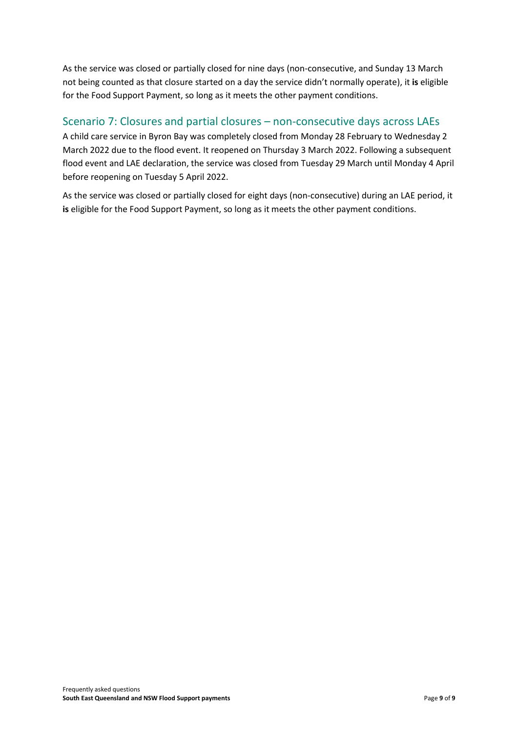As the service was closed or partially closed for nine days (non-consecutive, and Sunday 13 March not being counted as that closure started on a day the service didn't normally operate), it **is** eligible for the Food Support Payment, so long as it meets the other payment conditions.

## Scenario 7: Closures and partial closures – non-consecutive days across LAEs

A child care service in Byron Bay was completely closed from Monday 28 February to Wednesday 2 March 2022 due to the flood event. It reopened on Thursday 3 March 2022. Following a subsequent flood event and LAE declaration, the service was closed from Tuesday 29 March until Monday 4 April before reopening on Tuesday 5 April 2022.

As the service was closed or partially closed for eight days (non-consecutive) during an LAE period, it **is** eligible for the Food Support Payment, so long as it meets the other payment conditions.